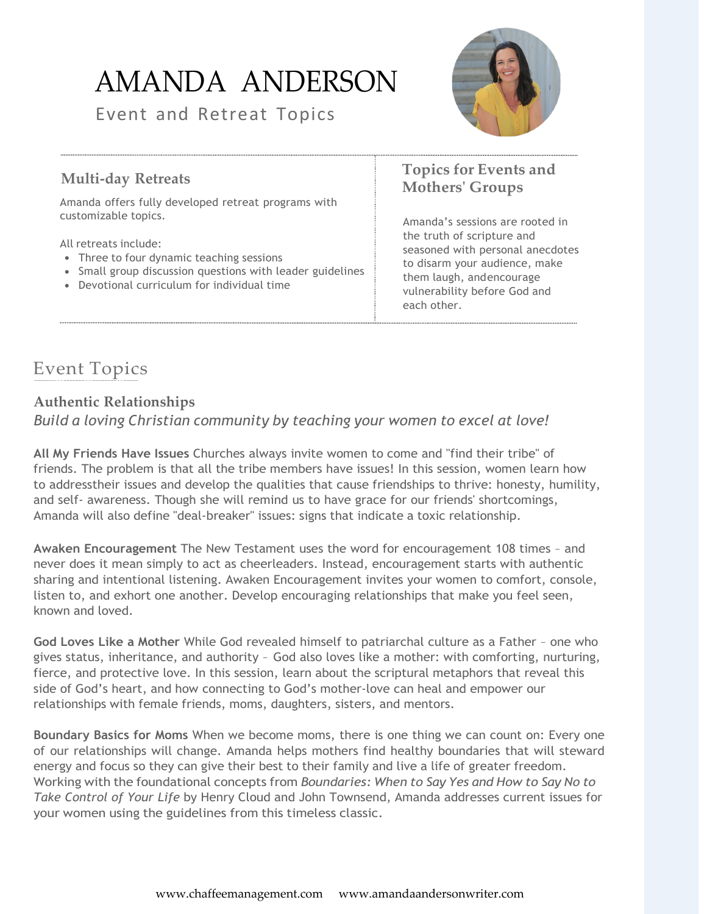# AMANDA ANDERSON

Event and Retreat Topics

## Multi-day Retreats

Amanda offers fully developed retreat programs with customizable topics.

All retreats include:

- Three to four dynamic teaching sessions
- Small group discussion questions with leader guidelines
- Devotional curriculum for individual time

## Topics for Events and Mothers' Groups

Amanda's sessions are rooted in the truth of scripture and seasoned with personal anecdotes to disarm your audience, make them laugh, andencourage vulnerability before God and each other.

## Event Topics

### Authentic Relationships

*Build a loving Christian community by teaching your women to excel at love!*

**All My Friends Have Issues** Churches always invite women to come and "find their tribe" of friends. The problem is that all the tribe members have issues! In this session, women learn how to addresstheir issues and develop the qualities that cause friendships to thrive: honesty, humility, and self- awareness. Though she will remind us to have grace for our friends' shortcomings, Amanda will also define "deal-breaker" issues: signs that indicate a toxic relationship.

**Awaken Encouragement** The New Testament uses the word for encouragement 108 times – and never does it mean simply to act as cheerleaders. Instead, encouragement starts with authentic sharing and intentional listening. Awaken Encouragement invites your women to comfort, console, listen to, and exhort one another. Develop encouraging relationships that make you feel seen, known and loved.

**God Loves Like a Mother** While God revealed himself to patriarchal culture as a Father – one who gives status, inheritance, and authority – God also loves like a mother: with comforting, nurturing, fierce, and protective love. In this session, learn about the scriptural metaphors that reveal this side of God's heart, and how connecting to God's mother-love can heal and empower our relationships with female friends, moms, daughters, sisters, and mentors.

**Boundary Basics for Moms** When we become moms, there is one thing we can count on: Every one of our relationships will change. Amanda helps mothers find healthy boundaries that will steward energy and focus so they can give their best to their family and live a life of greater freedom. Working with the foundational concepts from *Boundaries: When to Say Yes and How to Say No to Take Control of Your Life* by Henry Cloud and John Townsend, Amanda addresses current issues for your women using the guidelines from this timeless classic.

www.chaffeemanagement.com www.amandaandersonwriter.com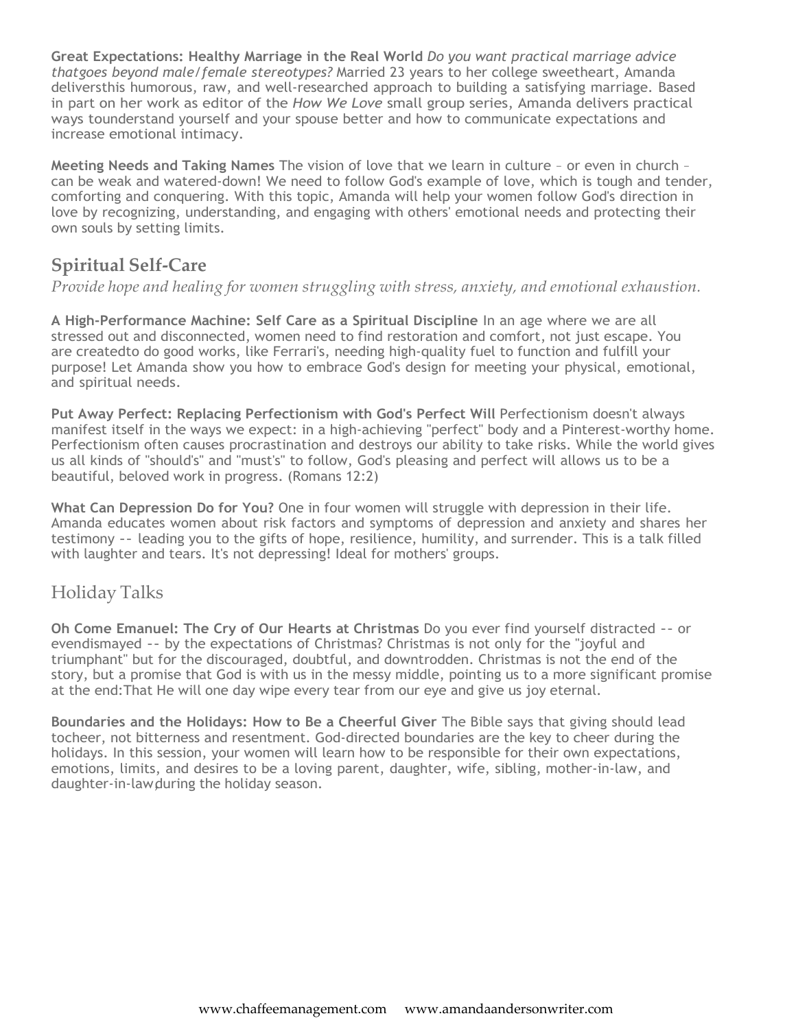**Great Expectations: Healthy Marriage in the Real World** *Do you want practical marriage advice thatgoes beyond male/female stereotypes?* Married 23 years to her college sweetheart, Amanda deliversthis humorous, raw, and well-researched approach to building a satisfying marriage. Based in part on her work as editor of the *How We Love* small group series, Amanda delivers practical ways tounderstand yourself and your spouse better and how to communicate expectations and increase emotional intimacy.

**Meeting Needs and Taking Names** The vision of love that we learn in culture – or even in church – can be weak and watered-down! We need to follow God's example of love, which is tough and tender, comforting and conquering. With this topic, Amanda will help your women follow God's direction in love by recognizing, understanding, and engaging with others' emotional needs and protecting their own souls by setting limits.

## Spiritual Self-Care

*Provide hope and healing for women struggling with stress, anxiety, and emotional exhaustion.*

**A High-Performance Machine: Self Care as a Spiritual Discipline** In an age where we are all stressed out and disconnected, women need to find restoration and comfort, not just escape. You are createdto do good works, like Ferrari's, needing high-quality fuel to function and fulfill your purpose! Let Amanda show you how to embrace God's design for meeting your physical, emotional, and spiritual needs.

**Put Away Perfect: Replacing Perfectionism with God's Perfect Will** Perfectionism doesn't always manifest itself in the ways we expect: in a high-achieving "perfect" body and a Pinterest-worthy home. Perfectionism often causes procrastination and destroys our ability to take risks. While the world gives us all kinds of "should's" and "must's" to follow, God's pleasing and perfect will allows us to be a beautiful, beloved work in progress. (Romans 12:2)

**What Can Depression Do for You?** One in four women will struggle with depression in their life. Amanda educates women about risk factors and symptoms of depression and anxiety and shares her testimony -- leading you to the gifts of hope, resilience, humility, and surrender. This is a talk filled with laughter and tears. It's not depressing! Ideal for mothers' groups.

## Holiday Talks

**Oh Come Emanuel: The Cry of Our Hearts at Christmas** Do you ever find yourself distracted -- or evendismayed -- by the expectations of Christmas? Christmas is not only for the "joyful and triumphant" but for the discouraged, doubtful, and downtrodden. Christmas is not the end of the story, but a promise that God is with us in the messy middle, pointing us to a more significant promise at the end:That He will one day wipe every tear from our eye and give us joy eternal.

**Boundaries and the Holidays: How to Be a Cheerful Giver** The Bible says that giving should lead tocheer, not bitterness and resentment. God-directed boundaries are the key to cheer during the holidays. In this session, your women will learn how to be responsible for their own expectations, emotions, limits, and desires to be a loving parent, daughter, wife, sibling, mother-in-law, and daughter-in-law,during the holiday season.

www.chaffeemanagement.com www.amandaandersonwriter.com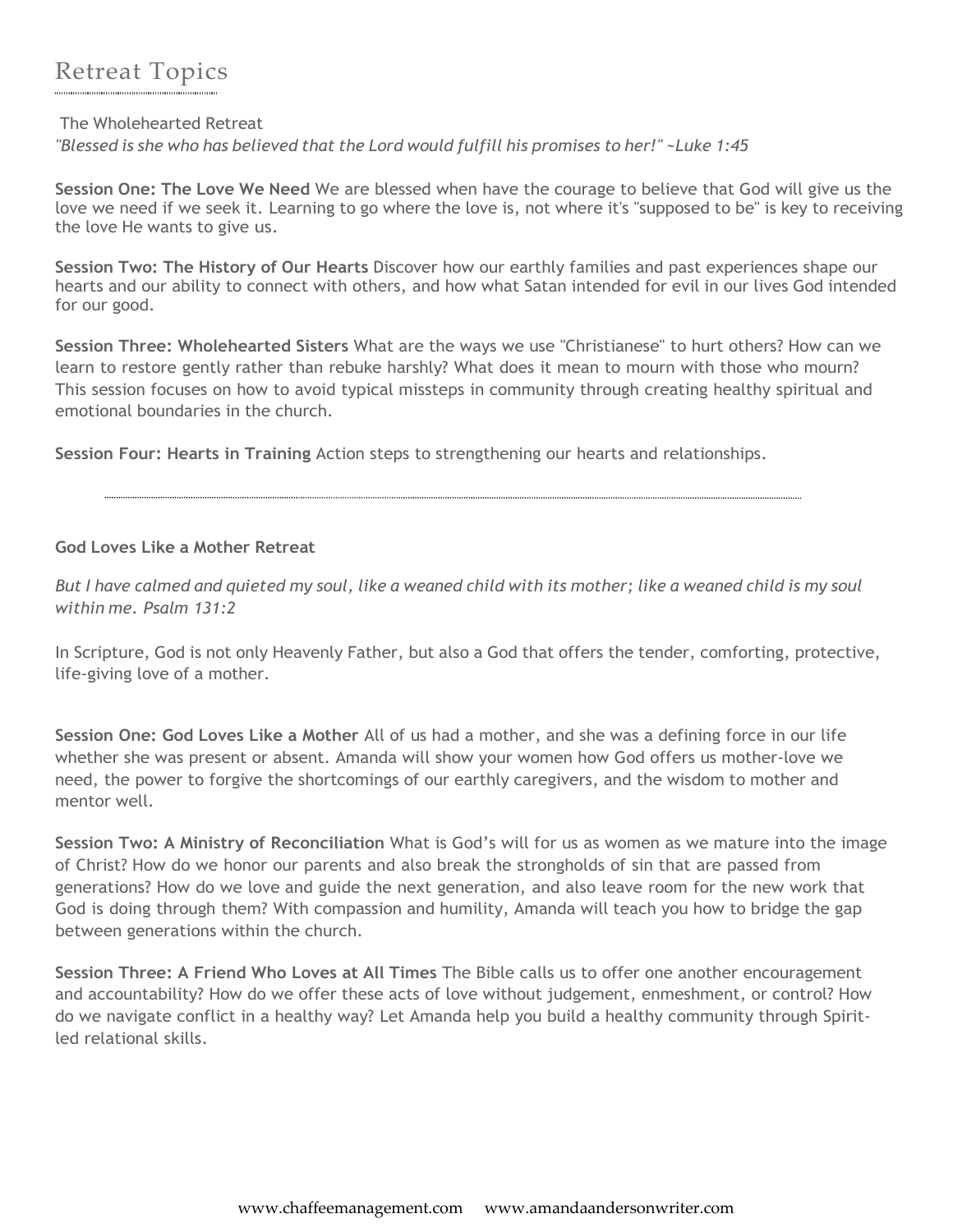# Retreat Topics

The Wholehearted Retreat

*"Blessed is she who has believed that the Lord would fulfill his promises to her!" ~Luke 1:45*

**Session One: The Love We Need** We are blessed when have the courage to believe that God will give us the love we need if we seek it. Learning to go where the love is, not where it's "supposed to be" is key to receiving the love He wants to give us.

**Session Two: The History of Our Hearts** Discover how our earthly families and past experiences shape our hearts and our ability to connect with others, and how what Satan intended for evil in our lives God intended for our good.

**Session Three: Wholehearted Sisters** What are the ways we use "Christianese" to hurt others? How can we learn to restore gently rather than rebuke harshly? What does it mean to mourn with those who mourn? This session focuses on how to avoid typical missteps in community through creating healthy spiritual and emotional boundaries in the church.

**Session Four: Hearts in Training** Action steps to strengthening our hearts and relationships.

---

**God Loves Like a Mother Retreat**

*But I have calmed and quieted my soul, like a weaned child with its mother; like a weaned child is my soul within me. Psalm 131:2*

In Scripture, God is not only Heavenly Father, but also a God that offers the tender, comforting, protective, life-giving love of a mother.

**Session One: God Loves Like a Mother** All of us had a mother, and she was a defining force in our life whether she was present or absent. Amanda will show your women how God offers us mother-love we need, the power to forgive the shortcomings of our earthly caregivers, and the wisdom to mother and mentor well.

**Session Two: A Ministry of Reconciliation** What is God's will for us as women as we mature into the image of Christ? How do we honor our parents and also break the strongholds of sin that are passed from generations? How do we love and guide the next generation, and also leave room for the new work that God is doing through them? With compassion and humility, Amanda will teach you how to bridge the gap between generations within the church.

**Session Three: A Friend Who Loves at All Times** The Bible calls us to offer one another encouragement and accountability? How do we offer these acts of love without judgement, enmeshment, or control? How do we navigate conflict in a healthy way? Let Amanda help you build a healthy community through Spirit-led relational skills.

www.chaffeemanagement.com www.amandaandersonwriter.com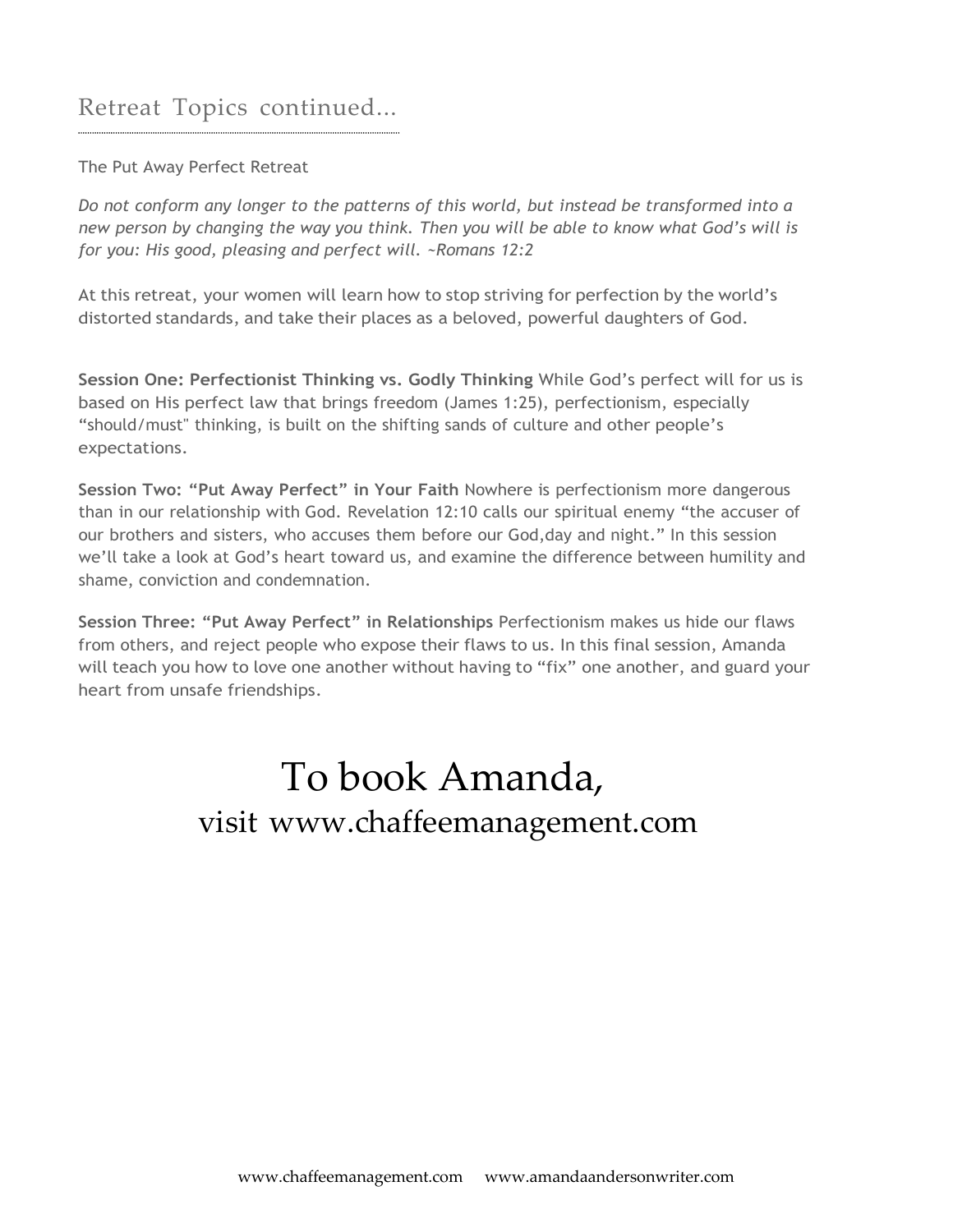## Retreat Topics continued...

The Put Away Perfect Retreat

*Do not conform any longer to the patterns of this world, but instead be transformed into a new person by changing the way you think. Then you will be able to know what God's will is for you: His good, pleasing and perfect will. ~Romans 12:2*

At this retreat, your women will learn how to stop striving for perfection by the world's distorted standards, and take their places as a beloved, powerful daughters of God.

**Session One: Perfectionist Thinking vs. Godly Thinking** While God's perfect will for us is based on His perfect law that brings freedom (James 1:25), perfectionism, especially "should/must" thinking, is built on the shifting sands of culture and other people's expectations.

**Session Two: "Put Away Perfect" in Your Faith** Nowhere is perfectionism more dangerous than in our relationship with God. Revelation 12:10 calls our spiritual enemy "the accuser of our brothers and sisters, who accuses them before our God,day and night." In this session we'll take a look at God's heart toward us, and examine the difference between humility and shame, conviction and condemnation.

**Session Three: "Put Away Perfect" in Relationships** Perfectionism makes us hide our flaws from others, and reject people who expose their flaws to us. In this final session, Amanda will teach you how to love one another without having to "fix" one another, and guard your heart from unsafe friendships.

# To book Amanda,

## visit www.chaffeemanagement.com

www.chaffeemanagement.com www.amandaandersonwriter.com